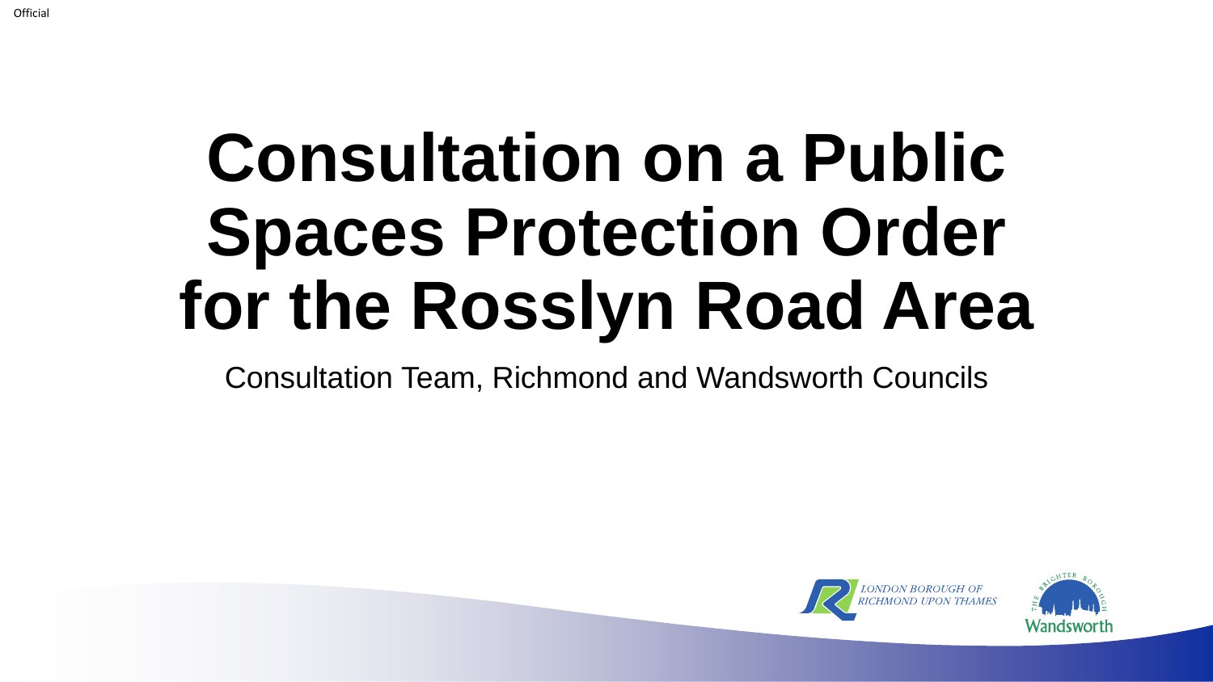# Consultation on a Public Spaces Protection Order for the Rosslyn Road Area

Consultation Team, Richmond and Wandsworth Councils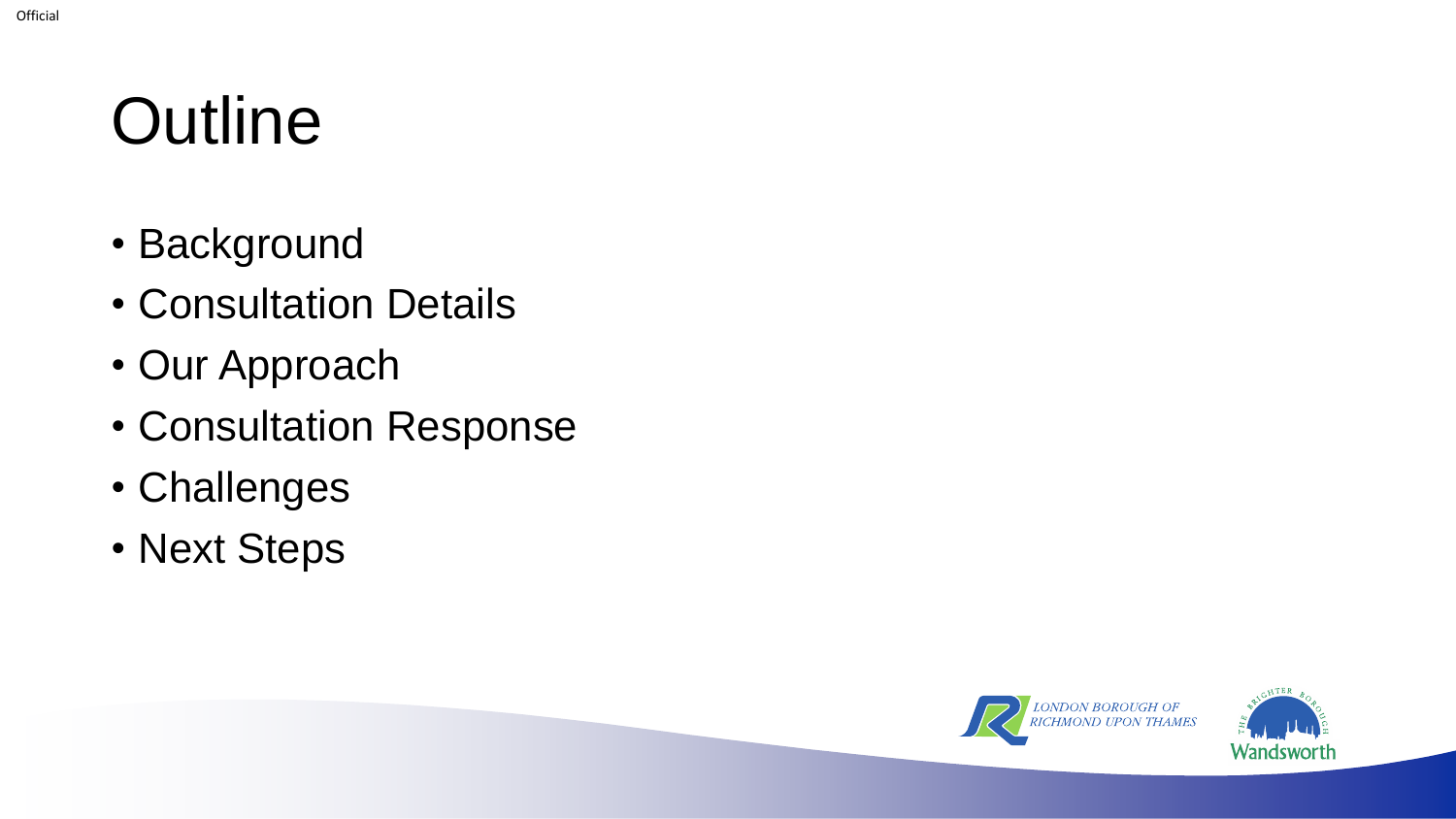# Outline

- Background
- Consultation Details
- Our Approach
- Consultation Response
- Challenges
- Next Steps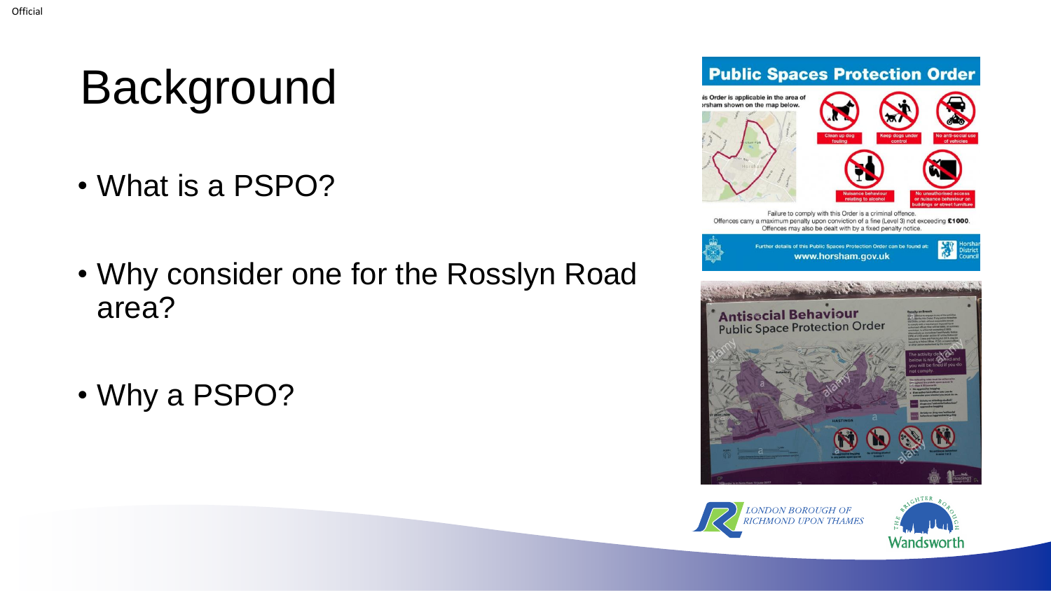# Background

- What is a PSPO?
- Why consider one for the Rosslyn Road area?
- Why a PSPO?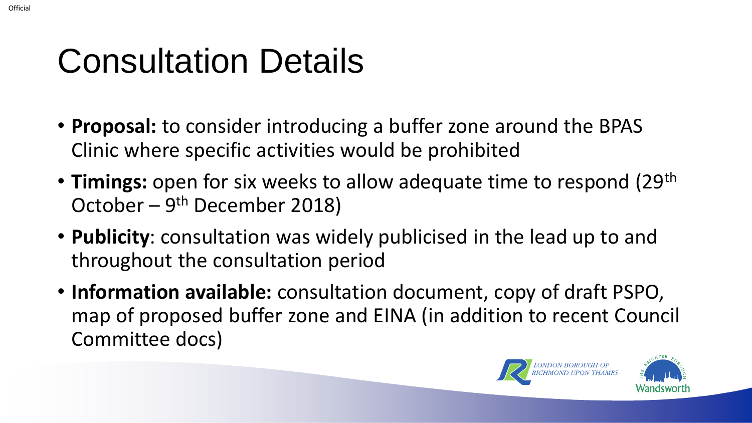# Consultation Details

- **Proposal:** to consider introducing a buffer zone around the BPAS Clinic where specific activities would be prohibited
- **Timings:** open for six weeks to allow adequate time to respond (29th October – 9th December 2018)
- **Publicity**: consultation was widely publicised in the lead up to and throughout the consultation period
- **Information available:** consultation document, copy of draft PSPO, map of proposed buffer zone and EINA (in addition to recent Council Committee docs)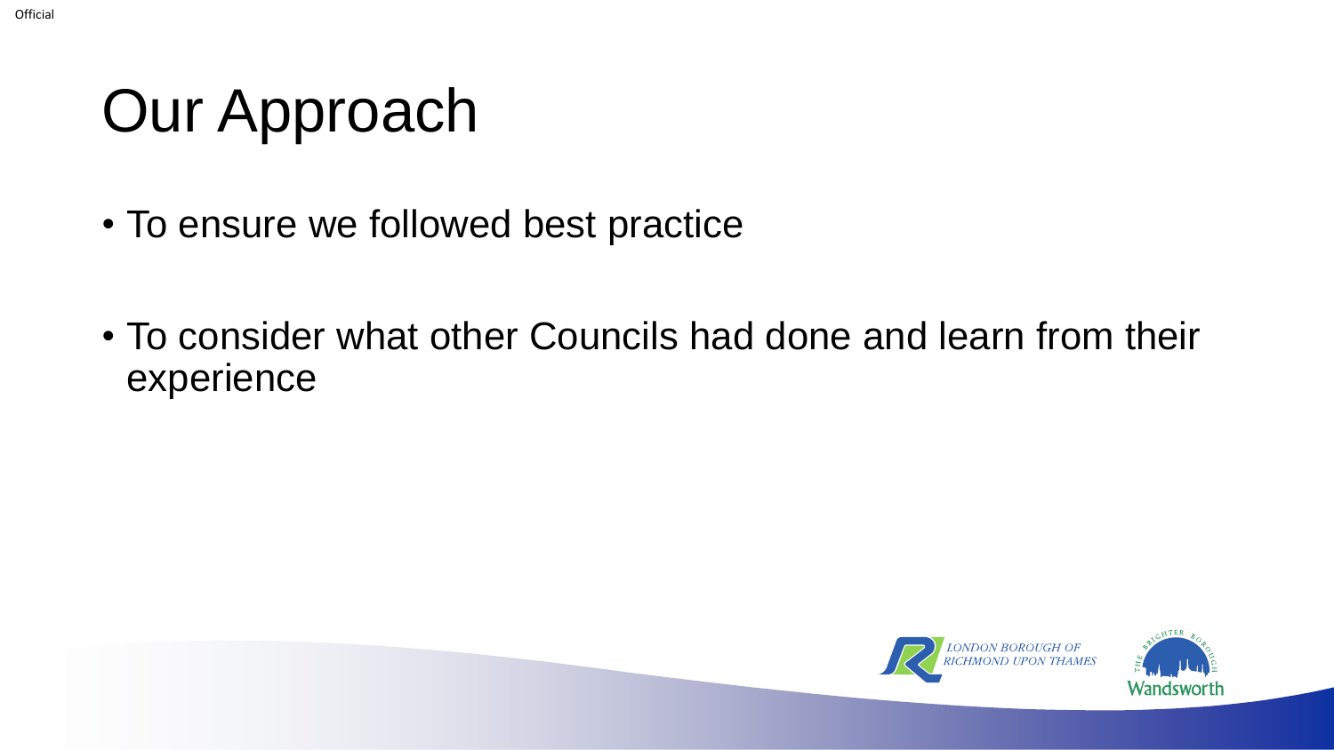# Our Approach

- To ensure we followed best practice
- To consider what other Councils had done and learn from their experience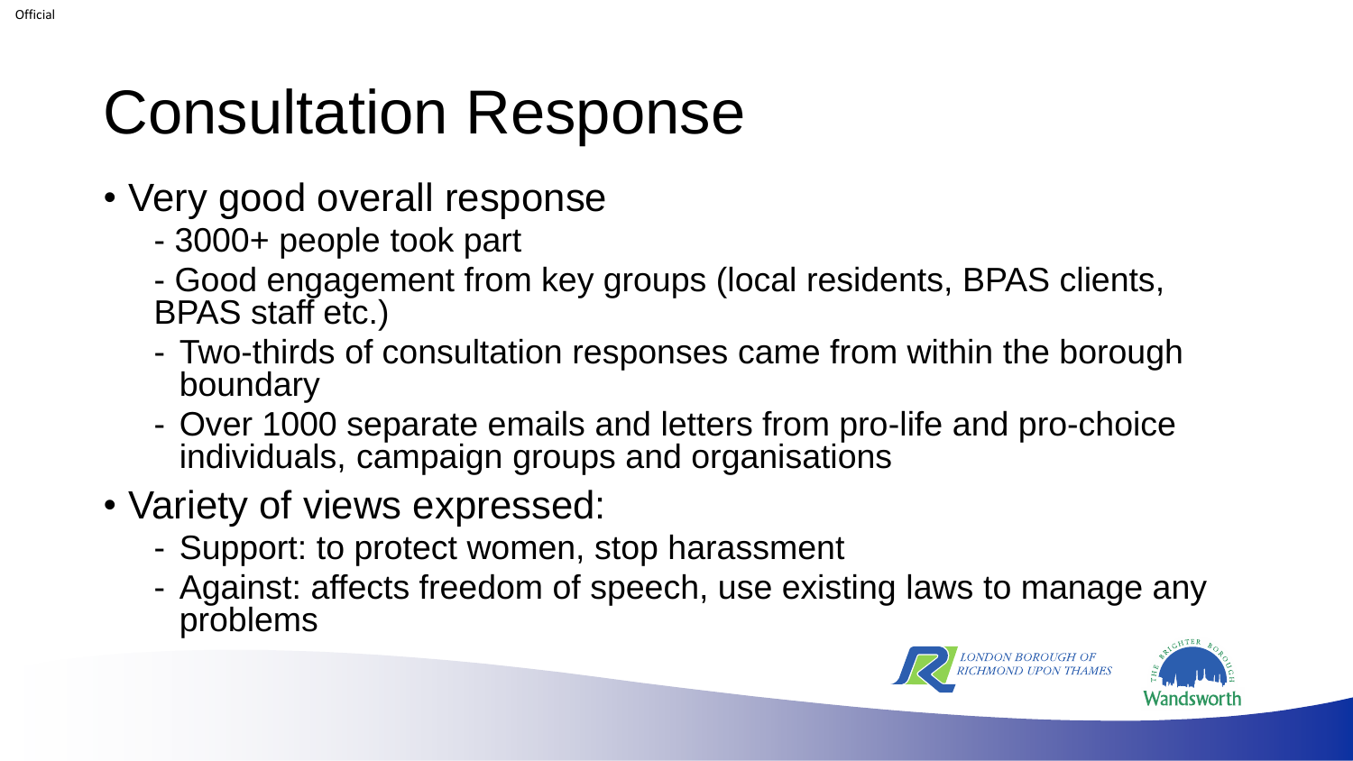# Consultation Response

- Very good overall response
  - 3000+ people took part
  - Good engagement from key groups (local residents, BPAS clients, BPAS staff etc.)
  - Two-thirds of consultation responses came from within the borough boundary
  - Over 1000 separate emails and letters from pro-life and pro-choice individuals, campaign groups and organisations
- Variety of views expressed:
  - Support: to protect women, stop harassment
  - Against: affects freedom of speech, use existing laws to manage any problems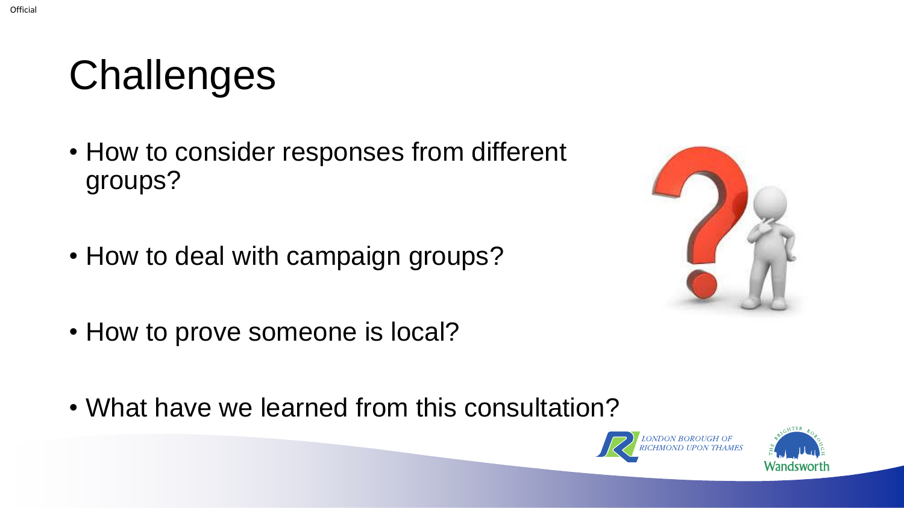# Challenges

- How to consider responses from different groups?
- How to deal with campaign groups?
- How to prove someone is local?
- What have we learned from this consultation?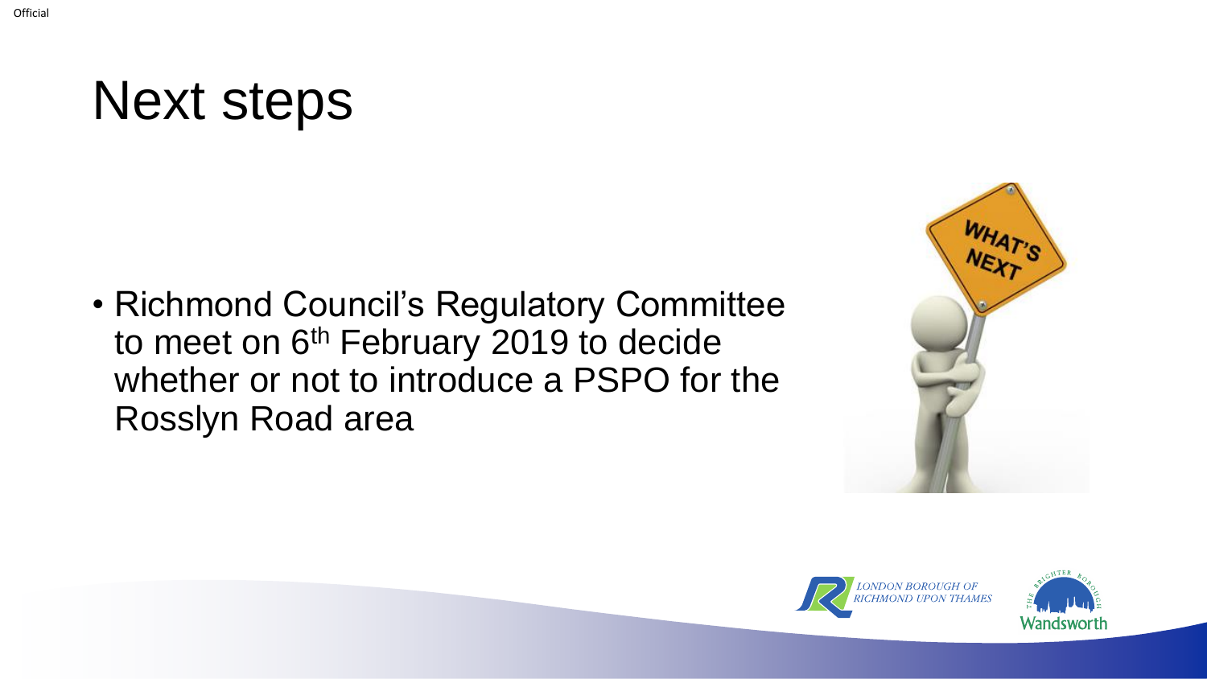# Next steps

- Richmond Council's Regulatory Committee to meet on 6th February 2019 to decide whether or not to introduce a PSPO for the Rosslyn Road area